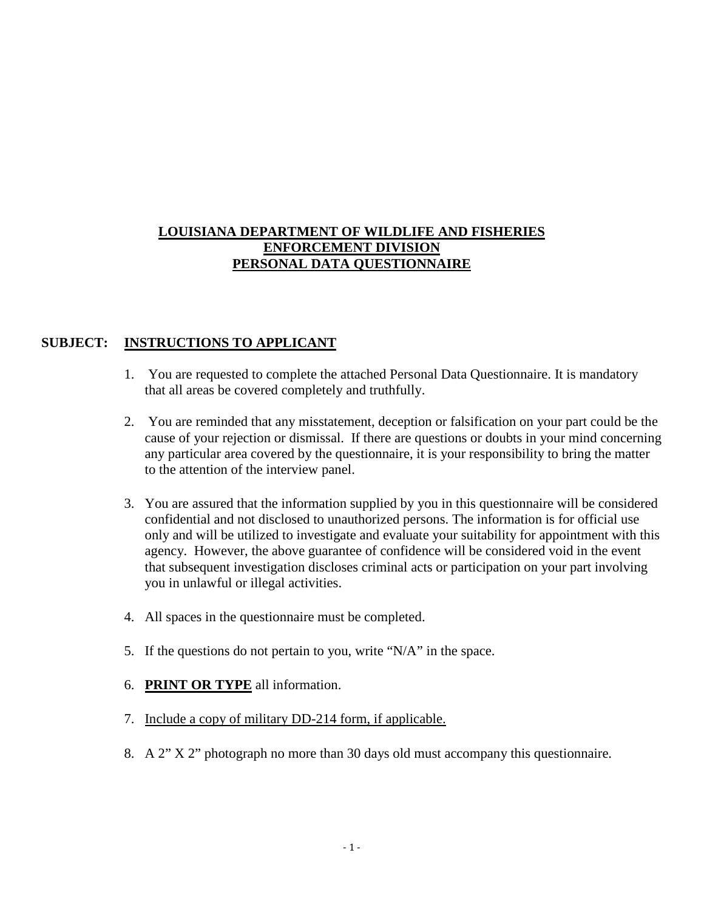# LOUISIANA DEPARTMENT OF WILDLIFE AND FISHERIES
## ENFORCEMENT DIVISION
## PERSONAL DATA QUESTIONNAIRE

**SUBJECT: INSTRUCTIONS TO APPLICANT**

1. You are requested to complete the attached Personal Data Questionnaire. It is mandatory that all areas be covered completely and truthfully.

2. You are reminded that any misstatement, deception or falsification on your part could be the cause of your rejection or dismissal. If there are questions or doubts in your mind concerning any particular area covered by the questionnaire, it is your responsibility to bring the matter to the attention of the interview panel.

3. You are assured that the information supplied by you in this questionnaire will be considered confidential and not disclosed to unauthorized persons. The information is for official use only and will be utilized to investigate and evaluate your suitability for appointment with this agency. However, the above guarantee of confidence will be considered void in the event that subsequent investigation discloses criminal acts or participation on your part involving you in unlawful or illegal activities.

4. All spaces in the questionnaire must be completed.

5. If the questions do not pertain to you, write "N/A" in the space.

6. **PRINT OR TYPE** all information.

7. Include a copy of military DD-214 form, if applicable.

8. A 2" X 2" photograph no more than 30 days old must accompany this questionnaire.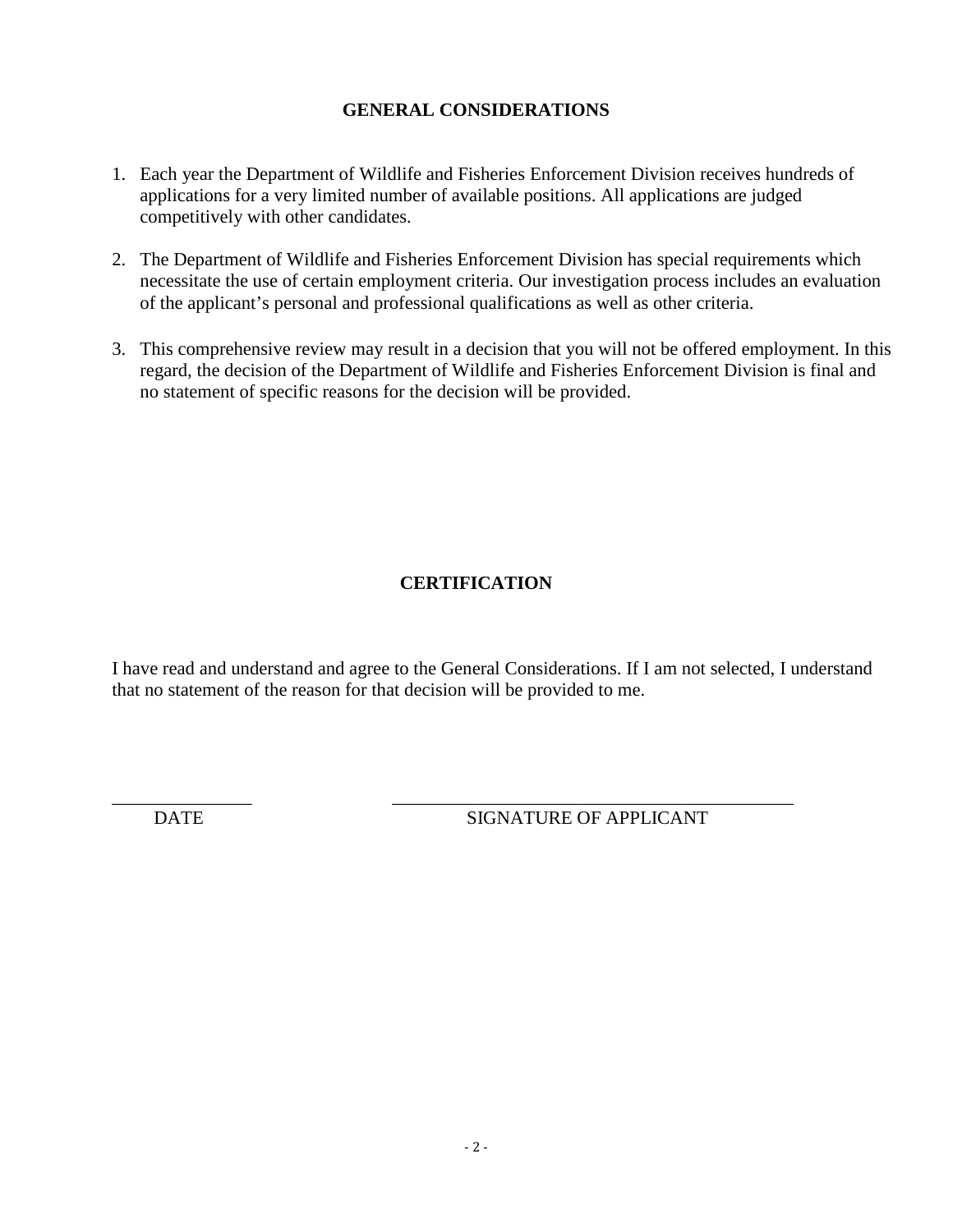## GENERAL CONSIDERATIONS

1. Each year the Department of Wildlife and Fisheries Enforcement Division receives hundreds of applications for a very limited number of available positions. All applications are judged competitively with other candidates.

2. The Department of Wildlife and Fisheries Enforcement Division has special requirements which necessitate the use of certain employment criteria. Our investigation process includes an evaluation of the applicant's personal and professional qualifications as well as other criteria.

3. This comprehensive review may result in a decision that you will not be offered employment. In this regard, the decision of the Department of Wildlife and Fisheries Enforcement Division is final and no statement of specific reasons for the decision will be provided.

## CERTIFICATION

I have read and understand and agree to the General Considerations. If I am not selected, I understand that no statement of the reason for that decision will be provided to me.

_______________ ____________________________________________

DATE SIGNATURE OF APPLICANT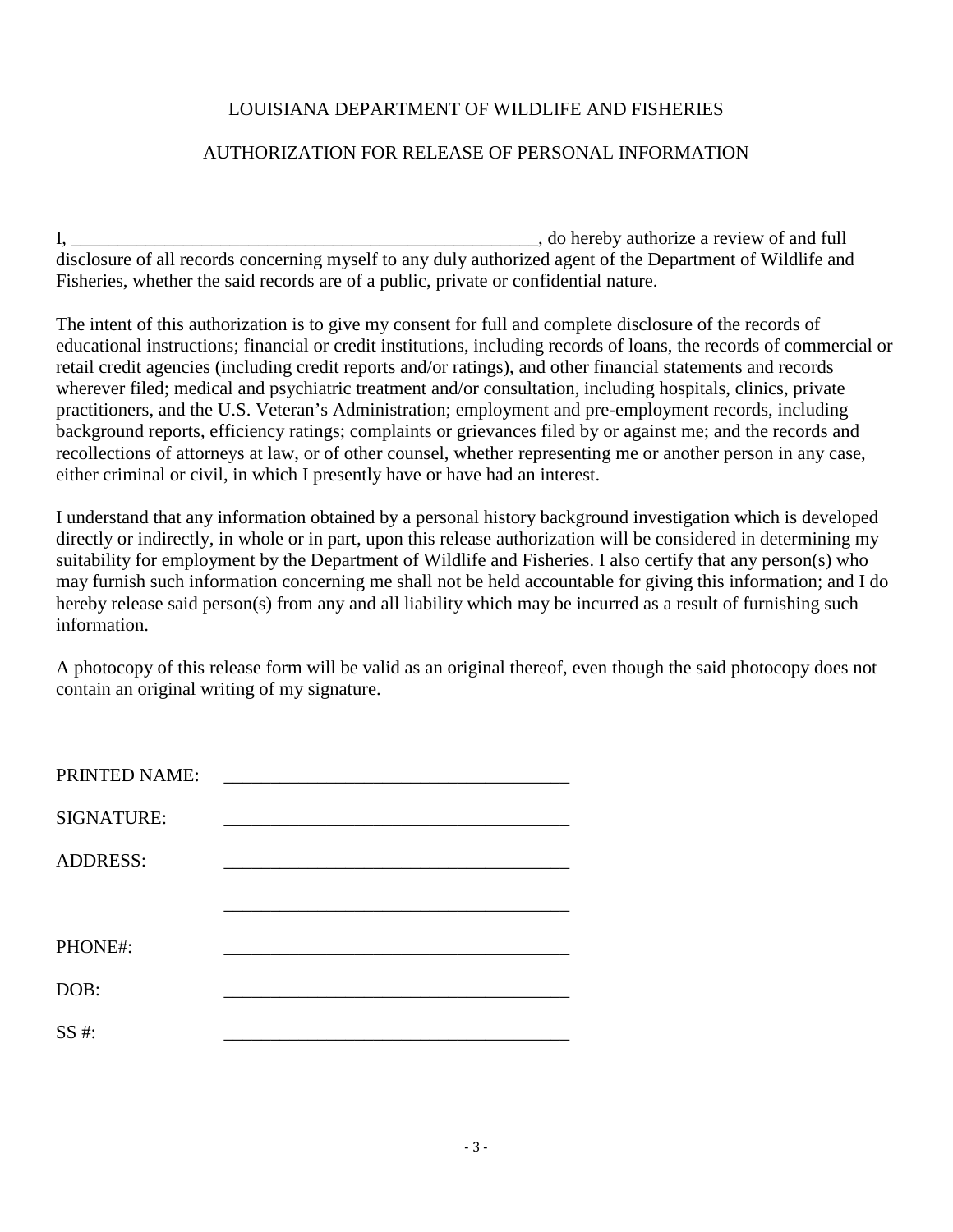LOUISIANA DEPARTMENT OF WILDLIFE AND FISHERIES

AUTHORIZATION FOR RELEASE OF PERSONAL INFORMATION

I, ____________________________________________________, do hereby authorize a review of and full disclosure of all records concerning myself to any duly authorized agent of the Department of Wildlife and Fisheries, whether the said records are of a public, private or confidential nature.

The intent of this authorization is to give my consent for full and complete disclosure of the records of educational instructions; financial or credit institutions, including records of loans, the records of commercial or retail credit agencies (including credit reports and/or ratings), and other financial statements and records wherever filed; medical and psychiatric treatment and/or consultation, including hospitals, clinics, private practitioners, and the U.S. Veteran's Administration; employment and pre-employment records, including background reports, efficiency ratings; complaints or grievances filed by or against me; and the records and recollections of attorneys at law, or of other counsel, whether representing me or another person in any case, either criminal or civil, in which I presently have or have had an interest.

I understand that any information obtained by a personal history background investigation which is developed directly or indirectly, in whole or in part, upon this release authorization will be considered in determining my suitability for employment by the Department of Wildlife and Fisheries. I also certify that any person(s) who may furnish such information concerning me shall not be held accountable for giving this information; and I do hereby release said person(s) from any and all liability which may be incurred as a result of furnishing such information.

A photocopy of this release form will be valid as an original thereof, even though the said photocopy does not contain an original writing of my signature.

PRINTED NAME: _____________________________________

SIGNATURE: _____________________________________

ADDRESS: _____________________________________

_____________________________________

PHONE#: _____________________________________

DOB: _____________________________________

SS #: _____________________________________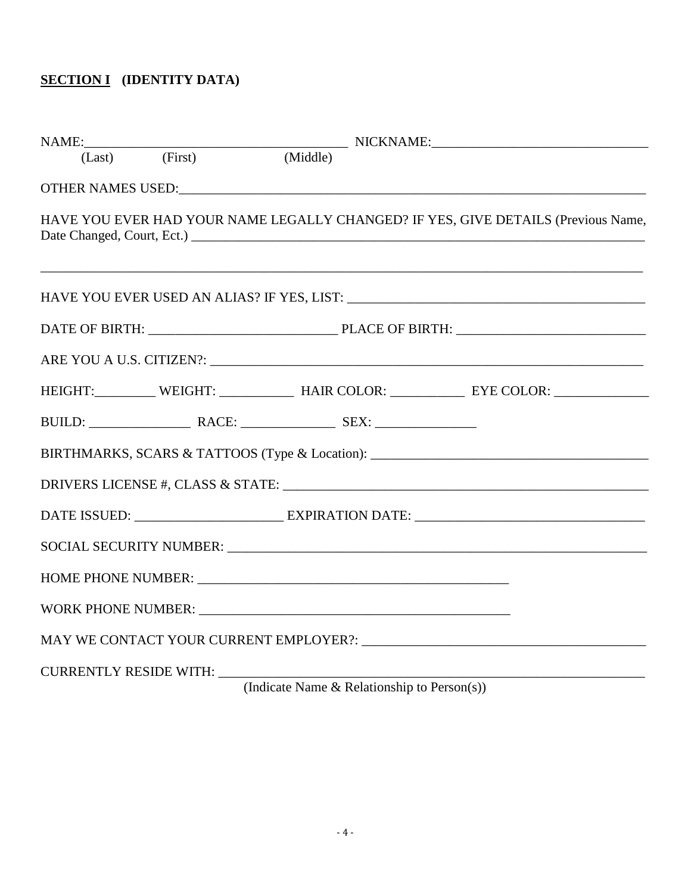**SECTION I** **(IDENTITY DATA)**

NAME:_______________________________________ NICKNAME:_______________________________

(Last) (First) (Middle)

OTHER NAMES USED:_______________________________________________________________

HAVE YOU EVER HAD YOUR NAME LEGALLY CHANGED? IF YES, GIVE DETAILS (Previous Name, Date Changed, Court, Ect.) ___________________________________________________________

_____________________________________________________________________________________

HAVE YOU EVER USED AN ALIAS? IF YES, LIST: _________________________________________

DATE OF BIRTH: __________________________ PLACE OF BIRTH: __________________________

ARE YOU A U.S. CITIZEN?: ____________________________________________________________

HEIGHT:_________ WEIGHT: ___________ HAIR COLOR: ___________ EYE COLOR: ______________

BUILD: _______________ RACE: ______________ SEX: _______________

BIRTHMARKS, SCARS & TATTOOS (Type & Location): ______________________________________

DRIVERS LICENSE #, CLASS & STATE: _____________________________________________________

DATE ISSUED: _____________________ EXPIRATION DATE: _______________________________

SOCIAL SECURITY NUMBER: ___________________________________________________________

HOME PHONE NUMBER: _______________________________________________

WORK PHONE NUMBER: _______________________________________________

MAY WE CONTACT YOUR CURRENT EMPLOYER?: __________________________________________

CURRENTLY RESIDE WITH: ____________________________________________________________

(Indicate Name & Relationship to Person(s))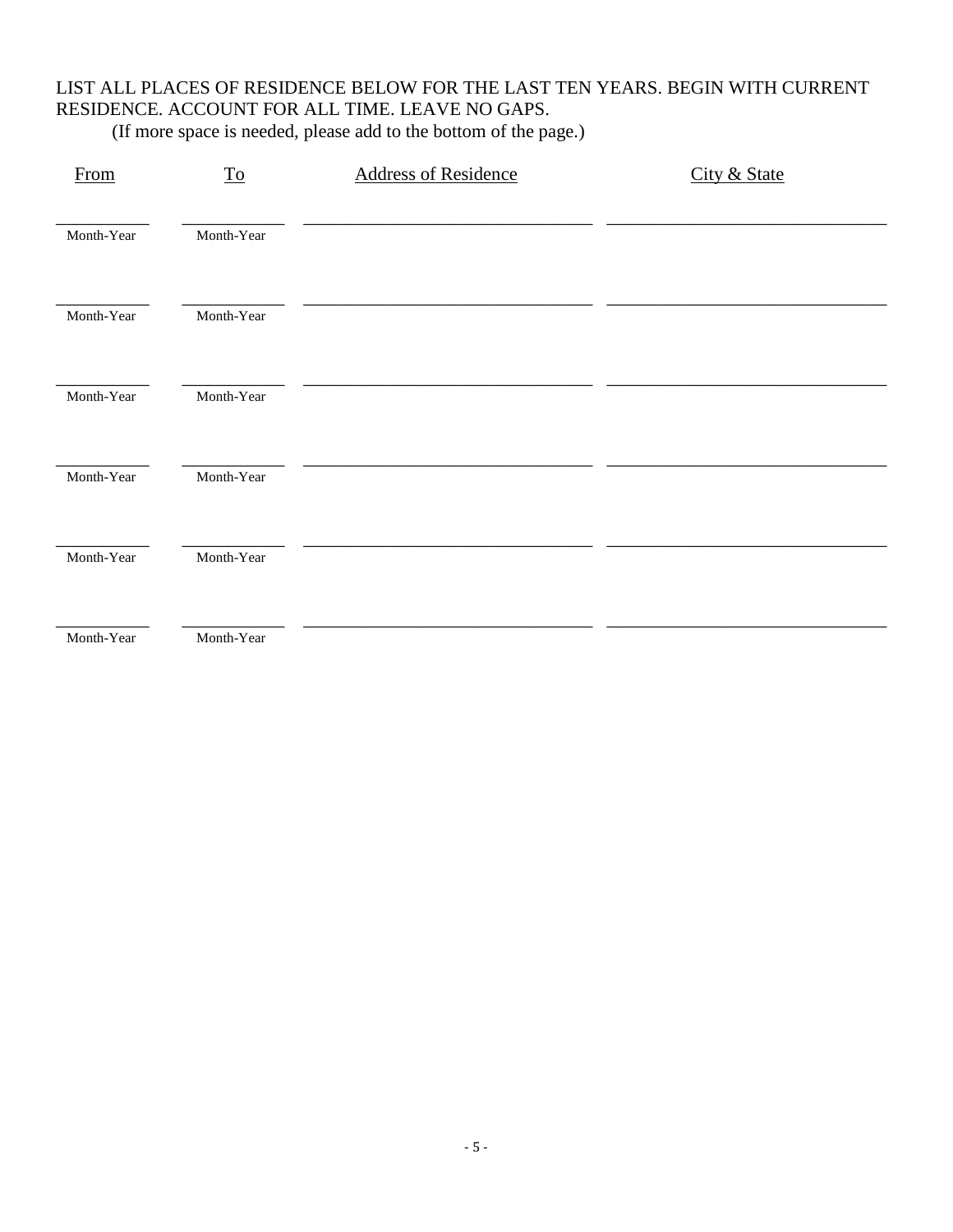LIST ALL PLACES OF RESIDENCE BELOW FOR THE LAST TEN YEARS. BEGIN WITH CURRENT RESIDENCE. ACCOUNT FOR ALL TIME. LEAVE NO GAPS.

(If more space is needed, please add to the bottom of the page.)

| From | To | Address of Residence | City & State |
|---|---|---|---|
| ___________ Month-Year | ___________ Month-Year | ______________________________ | ______________________________ |
| ___________ Month-Year | ___________ Month-Year | ______________________________ | ______________________________ |
| ___________ Month-Year | ___________ Month-Year | ______________________________ | ______________________________ |
| ___________ Month-Year | ___________ Month-Year | ______________________________ | ______________________________ |
| ___________ Month-Year | ___________ Month-Year | ______________________________ | ______________________________ |
| ___________ Month-Year | ___________ Month-Year | ______________________________ | ______________________________ |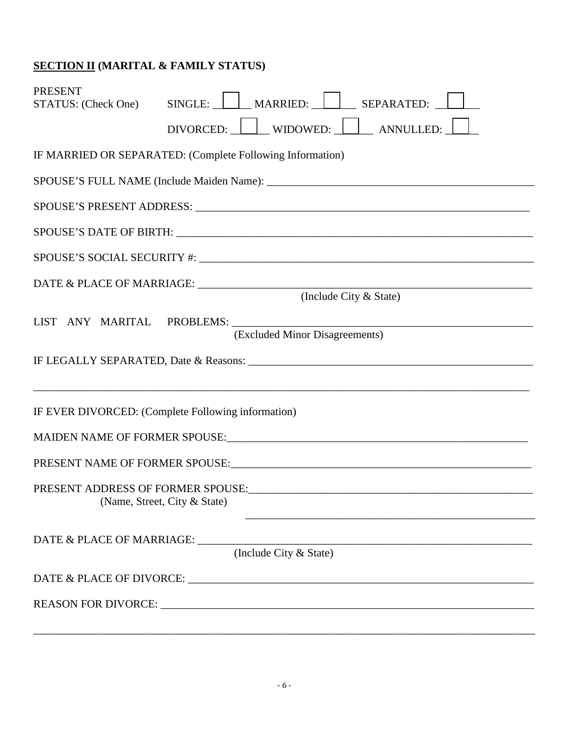**<u>SECTION II</u> (MARITAL & FAMILY STATUS)**

PRESENT STATUS: (Check One) SINGLE: ☐ MARRIED: ☐ SEPARATED: ☐

DIVORCED: ☐ WIDOWED: ☐ ANNULLED: ☐

IF MARRIED OR SEPARATED: (Complete Following Information)

SPOUSE'S FULL NAME (Include Maiden Name): ______________________________

SPOUSE'S PRESENT ADDRESS: ______________________________

SPOUSE'S DATE OF BIRTH: ______________________________

SPOUSE'S SOCIAL SECURITY #: ______________________________

DATE & PLACE OF MARRIAGE: ______________________________
(Include City & State)

LIST ANY MARITAL PROBLEMS: ______________________________
(Excluded Minor Disagreements)

IF LEGALLY SEPARATED, Date & Reasons: ______________________________

______________________________

IF EVER DIVORCED: (Complete Following information)

MAIDEN NAME OF FORMER SPOUSE: ______________________________

PRESENT NAME OF FORMER SPOUSE: ______________________________

PRESENT ADDRESS OF FORMER SPOUSE: ______________________________
(Name, Street, City & State)

______________________________

DATE & PLACE OF MARRIAGE: ______________________________
(Include City & State)

DATE & PLACE OF DIVORCE: ______________________________

REASON FOR DIVORCE: ______________________________

______________________________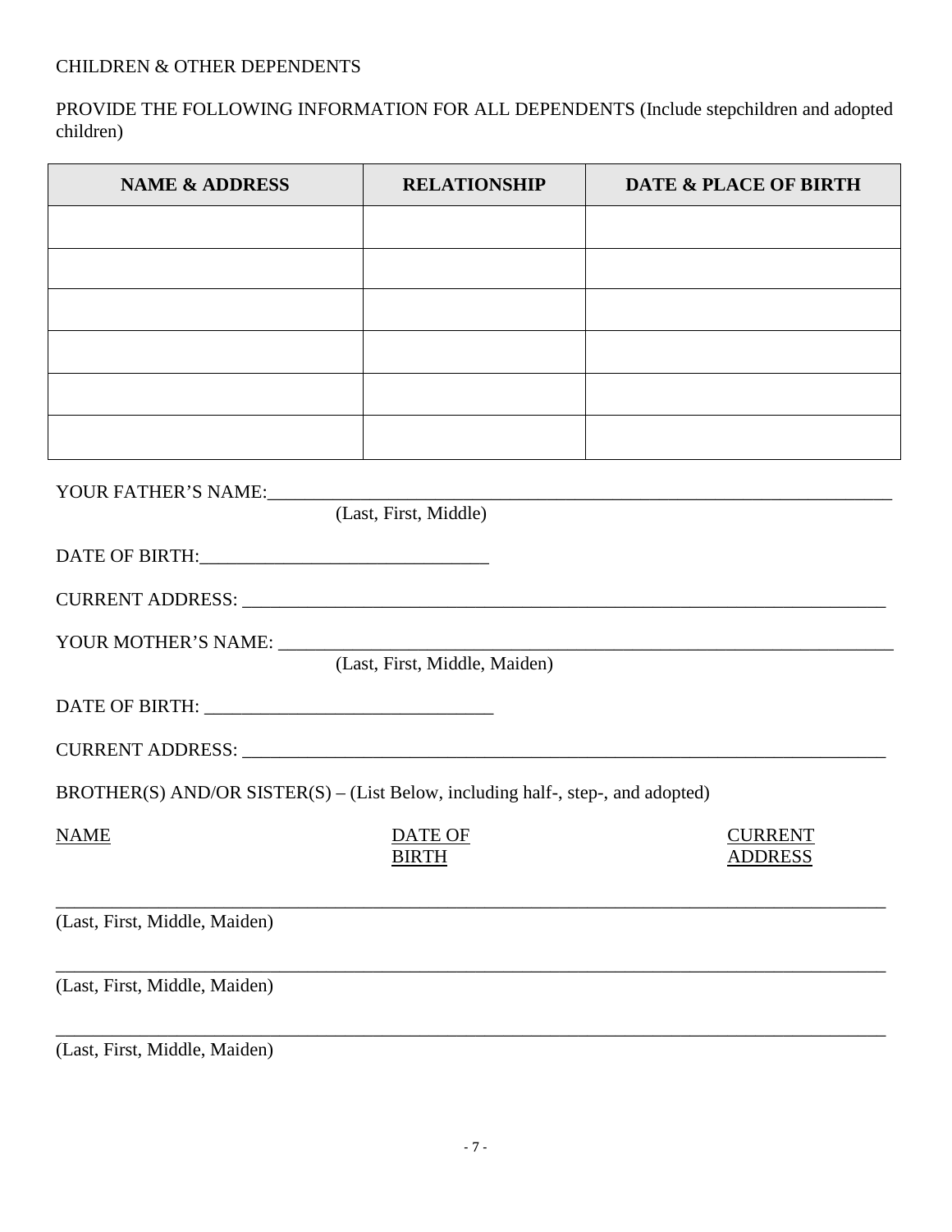CHILDREN & OTHER DEPENDENTS

PROVIDE THE FOLLOWING INFORMATION FOR ALL DEPENDENTS (Include stepchildren and adopted children)

| NAME & ADDRESS | RELATIONSHIP | DATE & PLACE OF BIRTH |
|---|---|---|
| | | |
| | | |
| | | |
| | | |
| | | |
| | | |

YOUR FATHER'S NAME:______________________________________________________________
(Last, First, Middle)

DATE OF BIRTH:______________________________

CURRENT ADDRESS: ____________________________________________________________

YOUR MOTHER'S NAME: ________________________________________________________
(Last, First, Middle, Maiden)

DATE OF BIRTH: ______________________________

CURRENT ADDRESS: ____________________________________________________________

BROTHER(S) AND/OR SISTER(S) – (List Below, including half-, step-, and adopted)

NAME | DATE OF BIRTH | CURRENT ADDRESS

______________________________________________________________________________
(Last, First, Middle, Maiden)

______________________________________________________________________________
(Last, First, Middle, Maiden)

______________________________________________________________________________
(Last, First, Middle, Maiden)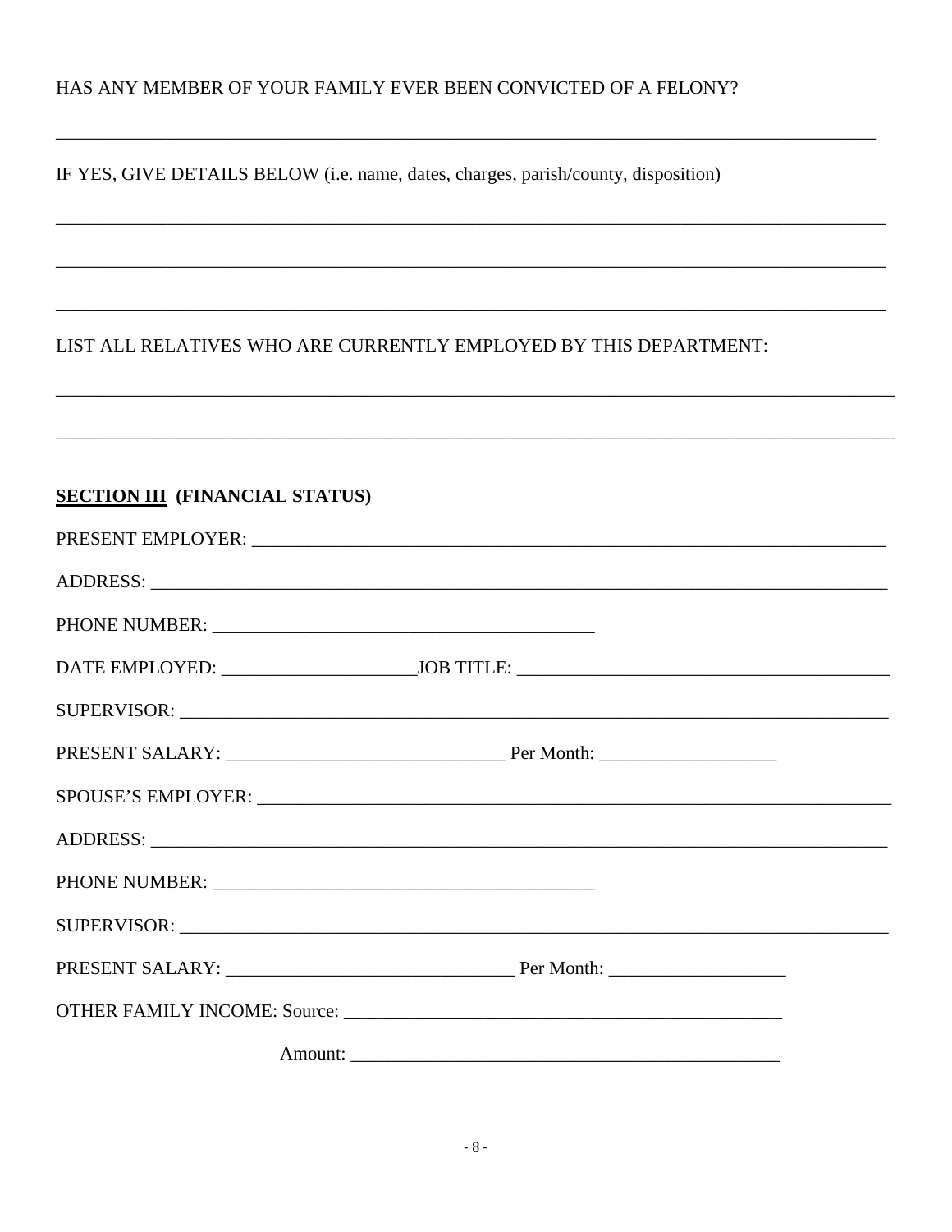HAS ANY MEMBER OF YOUR FAMILY EVER BEEN CONVICTED OF A FELONY?

______________________________________________________________________________

IF YES, GIVE DETAILS BELOW (i.e. name, dates, charges, parish/county, disposition)

______________________________________________________________________________

______________________________________________________________________________

______________________________________________________________________________

LIST ALL RELATIVES WHO ARE CURRENTLY EMPLOYED BY THIS DEPARTMENT:

______________________________________________________________________________

______________________________________________________________________________

**<u>SECTION III</u> (FINANCIAL STATUS)**

PRESENT EMPLOYER: ______________________________________________________________

ADDRESS: _______________________________________________________________________

PHONE NUMBER: ________________________________________

DATE EMPLOYED: ____________________JOB TITLE: _______________________________________

SUPERVISOR: ____________________________________________________________________

PRESENT SALARY: ____________________________ Per Month: __________________

SPOUSE'S EMPLOYER: _____________________________________________________________

ADDRESS: _______________________________________________________________________

PHONE NUMBER: ________________________________________

SUPERVISOR: ____________________________________________________________________

PRESENT SALARY: ____________________________ Per Month: __________________

OTHER FAMILY INCOME: Source: _____________________________________________

Amount: _____________________________________________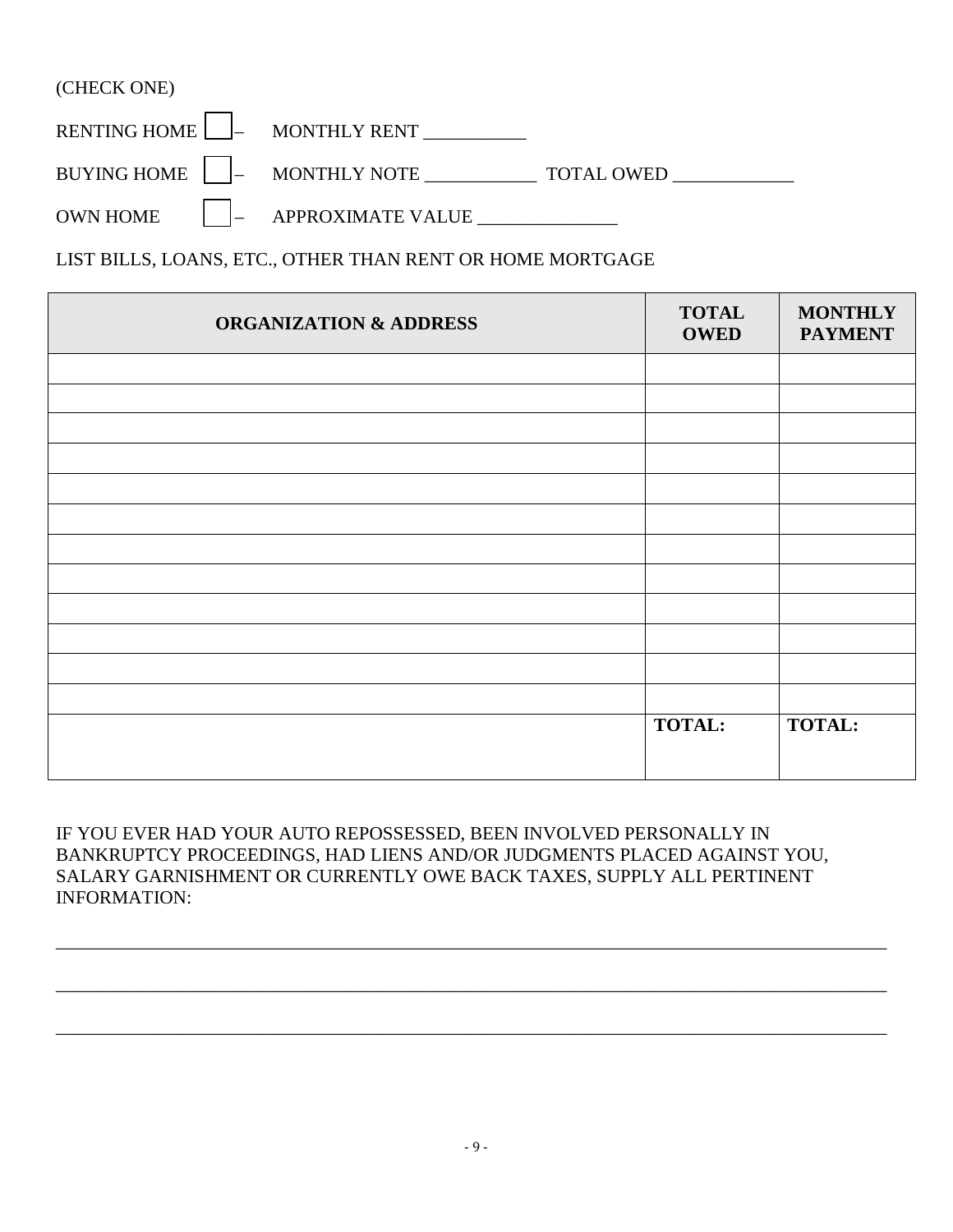(CHECK ONE)

RENTING HOME ☐ – MONTHLY RENT ___________

BUYING HOME ☐ – MONTHLY NOTE ____________ TOTAL OWED _____________

OWN HOME ☐ – APPROXIMATE VALUE _______________

LIST BILLS, LOANS, ETC., OTHER THAN RENT OR HOME MORTGAGE

| ORGANIZATION & ADDRESS | TOTAL OWED | MONTHLY PAYMENT |
|---|---|---|
| | | |
| | | |
| | | |
| | | |
| | | |
| | | |
| | | |
| | | |
| | | |
| | | |
| | | |
| | | |
| | **TOTAL:** | **TOTAL:** |

IF YOU EVER HAD YOUR AUTO REPOSSESSED, BEEN INVOLVED PERSONALLY IN BANKRUPTCY PROCEEDINGS, HAD LIENS AND/OR JUDGMENTS PLACED AGAINST YOU, SALARY GARNISHMENT OR CURRENTLY OWE BACK TAXES, SUPPLY ALL PERTINENT INFORMATION:

_____________________________________________________________________________________

_____________________________________________________________________________________

_____________________________________________________________________________________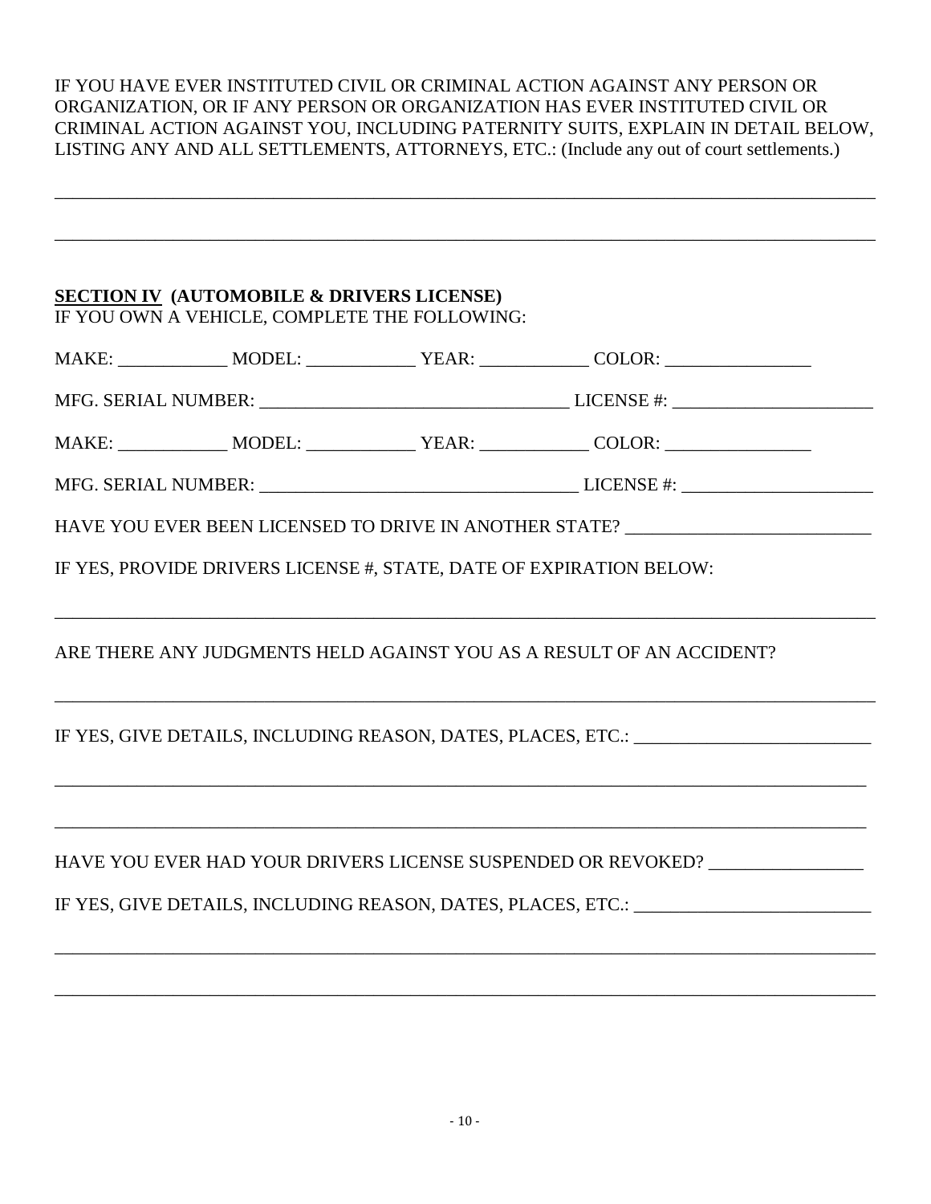IF YOU HAVE EVER INSTITUTED CIVIL OR CRIMINAL ACTION AGAINST ANY PERSON OR ORGANIZATION, OR IF ANY PERSON OR ORGANIZATION HAS EVER INSTITUTED CIVIL OR CRIMINAL ACTION AGAINST YOU, INCLUDING PATERNITY SUITS, EXPLAIN IN DETAIL BELOW, LISTING ANY AND ALL SETTLEMENTS, ATTORNEYS, ETC.: (Include any out of court settlements.)

______________________________________________________________________________________

______________________________________________________________________________________

**SECTION IV (AUTOMOBILE & DRIVERS LICENSE)**
IF YOU OWN A VEHICLE, COMPLETE THE FOLLOWING:

MAKE: ____________ MODEL: ____________ YEAR: ____________ COLOR: ________________

MFG. SERIAL NUMBER: _________________________________ LICENSE #: ______________________

MAKE: ____________ MODEL: ____________ YEAR: ____________ COLOR: ________________

MFG. SERIAL NUMBER: __________________________________ LICENSE #: _____________________

HAVE YOU EVER BEEN LICENSED TO DRIVE IN ANOTHER STATE? __________________________

IF YES, PROVIDE DRIVERS LICENSE #, STATE, DATE OF EXPIRATION BELOW:

______________________________________________________________________________________

ARE THERE ANY JUDGMENTS HELD AGAINST YOU AS A RESULT OF AN ACCIDENT?

______________________________________________________________________________________

IF YES, GIVE DETAILS, INCLUDING REASON, DATES, PLACES, ETC.: _________________________

______________________________________________________________________________________

______________________________________________________________________________________

HAVE YOU EVER HAD YOUR DRIVERS LICENSE SUSPENDED OR REVOKED? ________________

IF YES, GIVE DETAILS, INCLUDING REASON, DATES, PLACES, ETC.: _________________________

______________________________________________________________________________________

______________________________________________________________________________________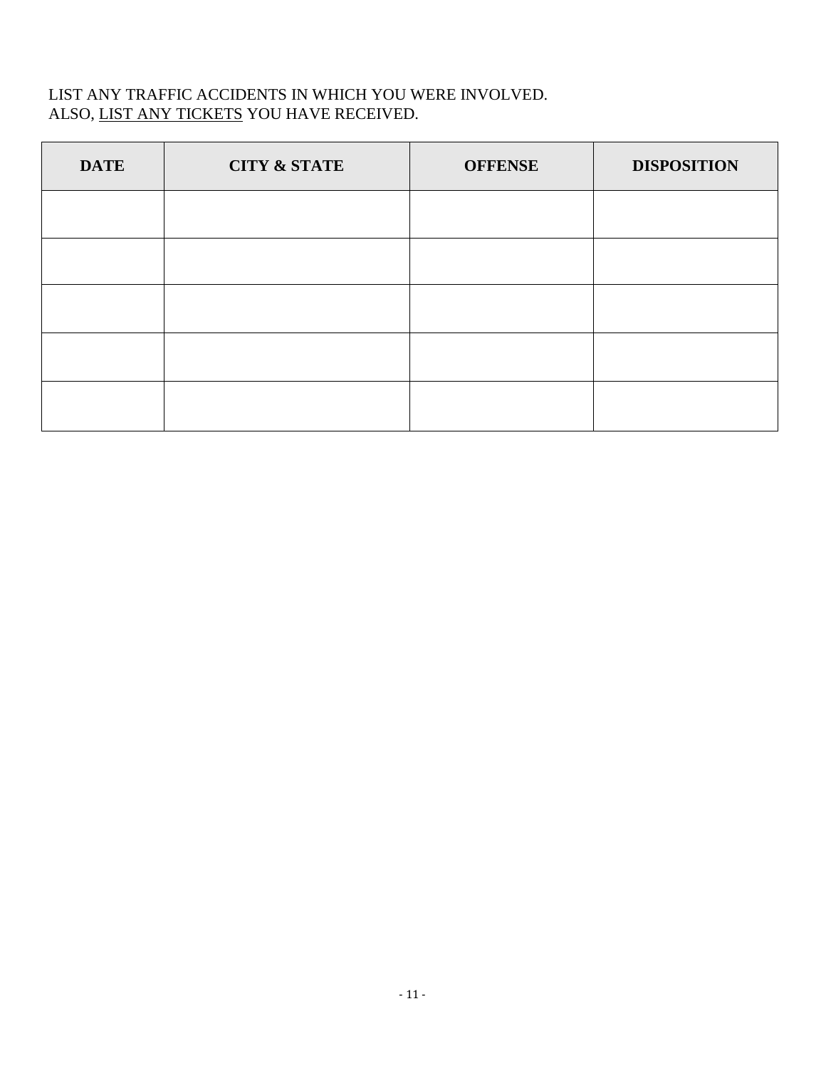LIST ANY TRAFFIC ACCIDENTS IN WHICH YOU WERE INVOLVED.
ALSO, <u>LIST ANY TICKETS</u> YOU HAVE RECEIVED.

| **DATE** | **CITY & STATE** | **OFFENSE** | **DISPOSITION** |
|---|---|---|---|
| | | | |
| | | | |
| | | | |
| | | | |
| | | | |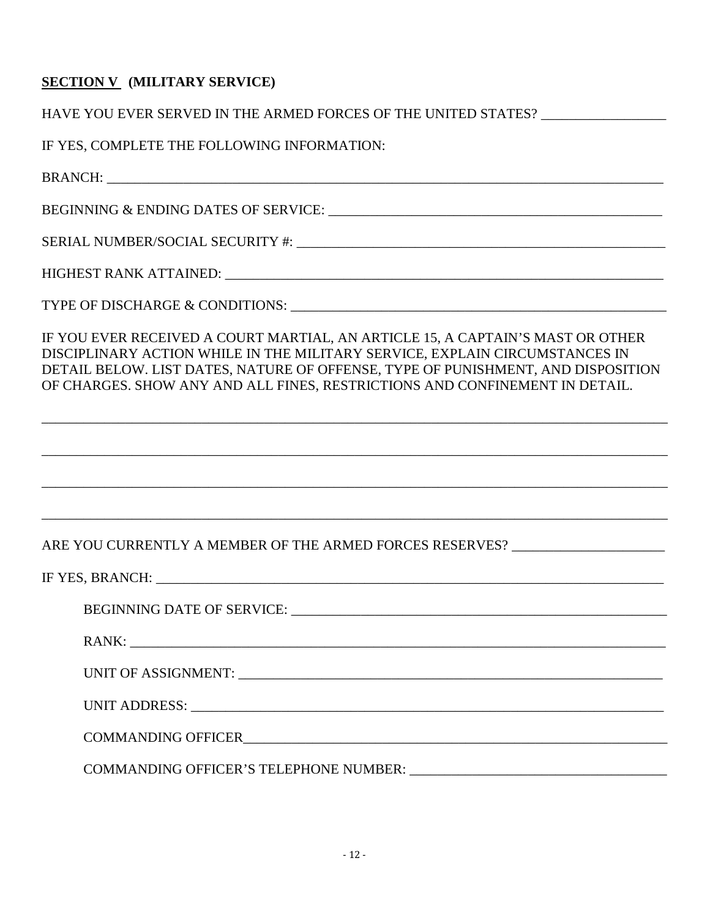**SECTION V (MILITARY SERVICE)**

HAVE YOU EVER SERVED IN THE ARMED FORCES OF THE UNITED STATES? _________________

IF YES, COMPLETE THE FOLLOWING INFORMATION:

BRANCH: ___________________________________________________________________________

BEGINNING & ENDING DATES OF SERVICE: _____________________________________________

SERIAL NUMBER/SOCIAL SECURITY #: ________________________________________________

HIGHEST RANK ATTAINED: __________________________________________________________

TYPE OF DISCHARGE & CONDITIONS: _________________________________________________

IF YOU EVER RECEIVED A COURT MARTIAL, AN ARTICLE 15, A CAPTAIN'S MAST OR OTHER DISCIPLINARY ACTION WHILE IN THE MILITARY SERVICE, EXPLAIN CIRCUMSTANCES IN DETAIL BELOW. LIST DATES, NATURE OF OFFENSE, TYPE OF PUNISHMENT, AND DISPOSITION OF CHARGES. SHOW ANY AND ALL FINES, RESTRICTIONS AND CONFINEMENT IN DETAIL.

_____________________________________________________________________________________

_____________________________________________________________________________________

_____________________________________________________________________________________

_____________________________________________________________________________________

ARE YOU CURRENTLY A MEMBER OF THE ARMED FORCES RESERVES? _____________________

IF YES, BRANCH: ___________________________________________________________________

BEGINNING DATE OF SERVICE: ____________________________________________________

RANK: ______________________________________________________________________

UNIT OF ASSIGNMENT: ________________________________________________________

UNIT ADDRESS: ______________________________________________________________

COMMANDING OFFICER_________________________________________________________

COMMANDING OFFICER'S TELEPHONE NUMBER: ________________________________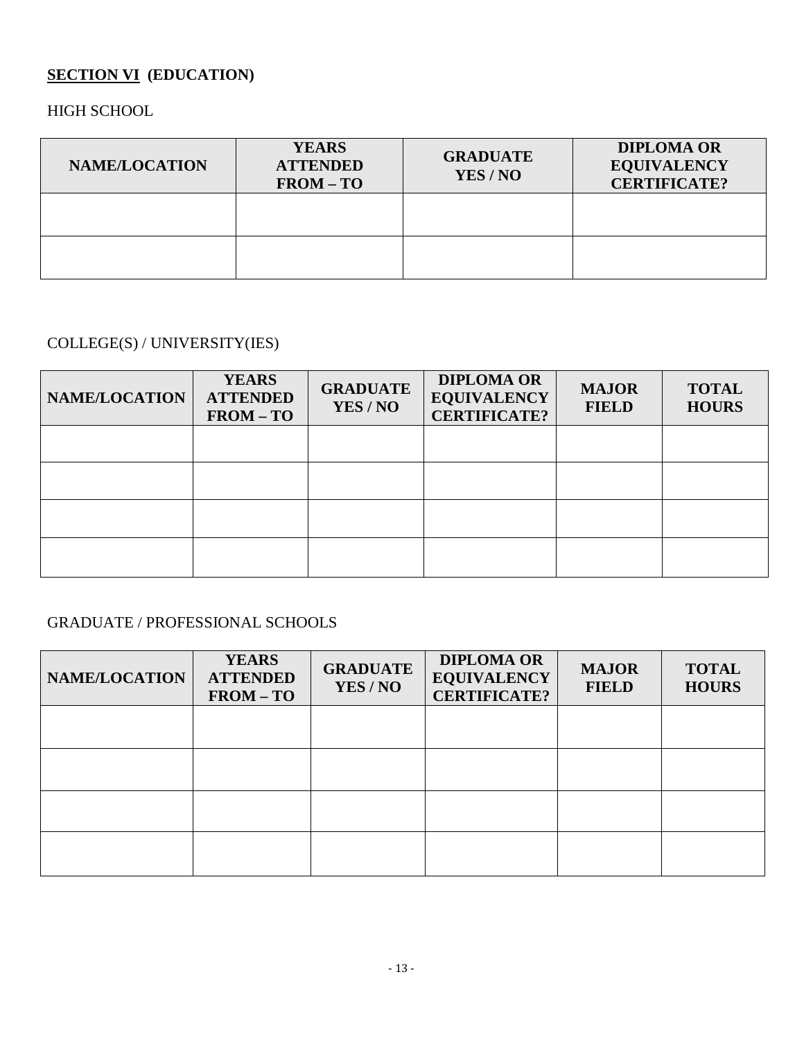## **SECTION VI** (EDUCATION)

HIGH SCHOOL

| NAME/LOCATION | YEARS ATTENDED FROM – TO | GRADUATE YES / NO | DIPLOMA OR EQUIVALENCY CERTIFICATE? |
|---|---|---|---|
| | | | |
| | | | |

COLLEGE(S) / UNIVERSITY(IES)

| NAME/LOCATION | YEARS ATTENDED FROM – TO | GRADUATE YES / NO | DIPLOMA OR EQUIVALENCY CERTIFICATE? | MAJOR FIELD | TOTAL HOURS |
|---|---|---|---|---|---|
| | | | | | |
| | | | | | |
| | | | | | |
| | | | | | |

GRADUATE / PROFESSIONAL SCHOOLS

| NAME/LOCATION | YEARS ATTENDED FROM – TO | GRADUATE YES / NO | DIPLOMA OR EQUIVALENCY CERTIFICATE? | MAJOR FIELD | TOTAL HOURS |
|---|---|---|---|---|---|
| | | | | | |
| | | | | | |
| | | | | | |
| | | | | | |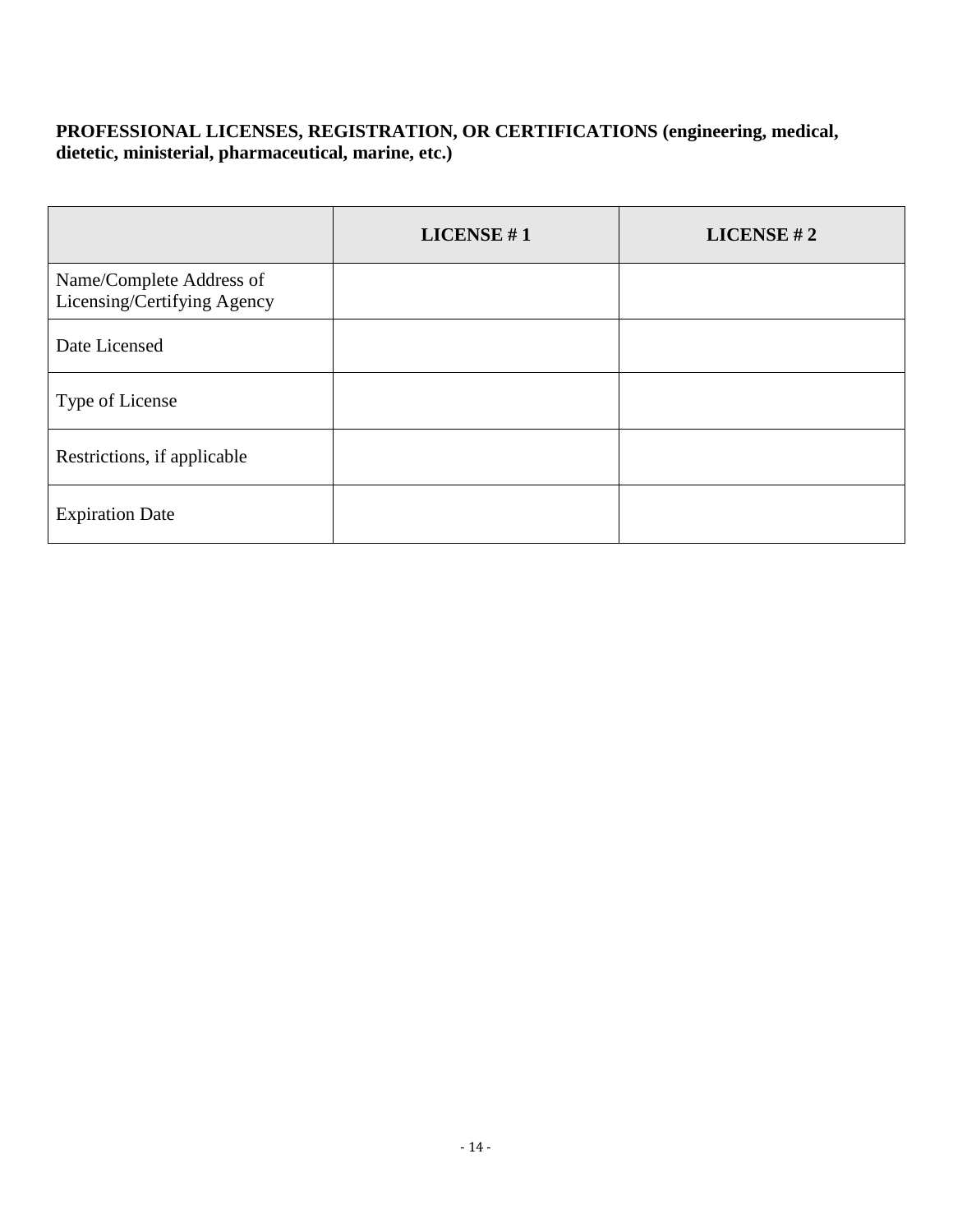**PROFESSIONAL LICENSES, REGISTRATION, OR CERTIFICATIONS (engineering, medical, dietetic, ministerial, pharmaceutical, marine, etc.)**

| | **LICENSE # 1** | **LICENSE # 2** |
|---|---|---|
| Name/Complete Address of Licensing/Certifying Agency | | |
| Date Licensed | | |
| Type of License | | |
| Restrictions, if applicable | | |
| Expiration Date | | |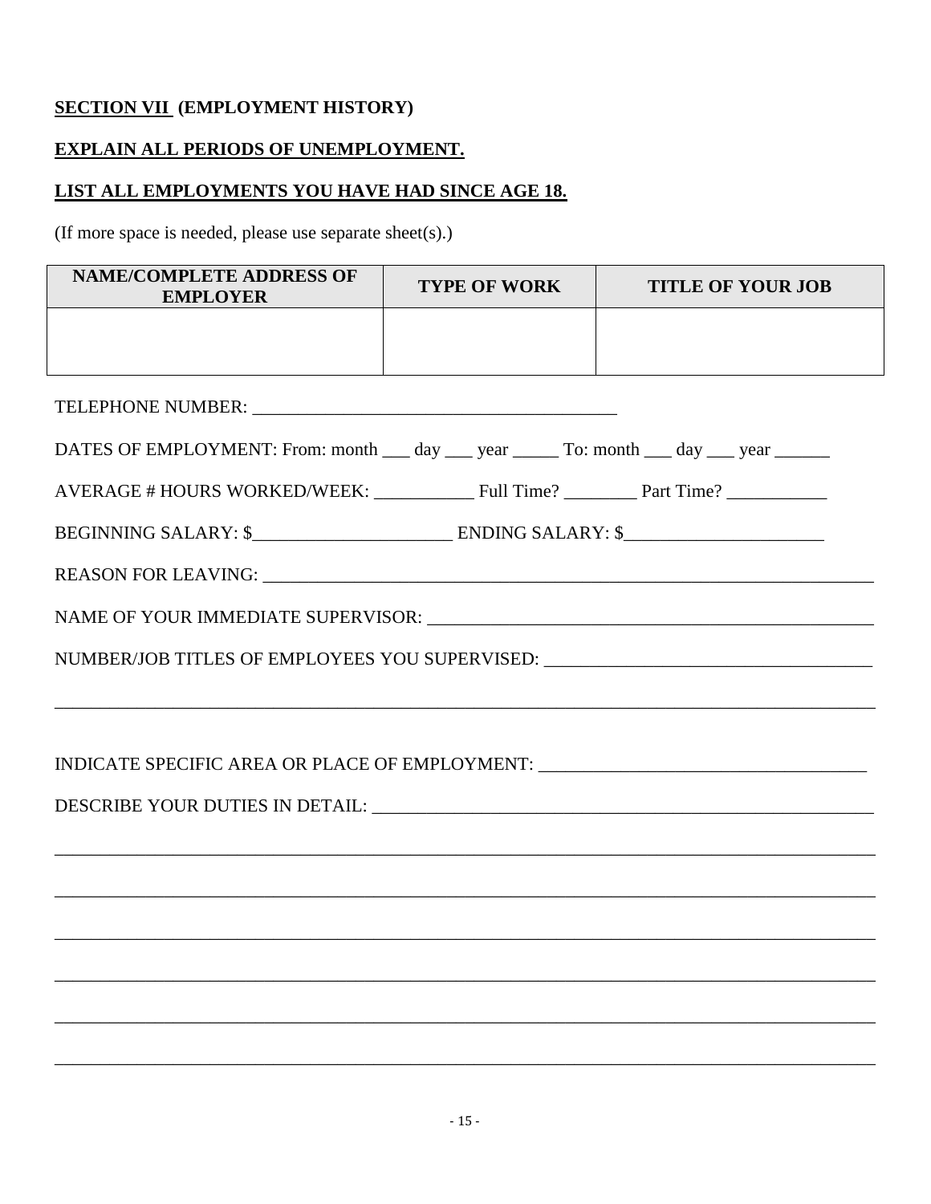**SECTION VII (EMPLOYMENT HISTORY)**

**EXPLAIN ALL PERIODS OF UNEMPLOYMENT.**

**LIST ALL EMPLOYMENTS YOU HAVE HAD SINCE AGE 18.**

(If more space is needed, please use separate sheet(s).)

| NAME/COMPLETE ADDRESS OF EMPLOYER | TYPE OF WORK | TITLE OF YOUR JOB |
|---|---|---|
| | | |

TELEPHONE NUMBER: ________________________________________

DATES OF EMPLOYMENT: From: month ___ day ___ year _____ To: month ___ day ___ year ______

AVERAGE # HOURS WORKED/WEEK: ___________ Full Time? ________ Part Time? ___________

BEGINNING SALARY: $______________________ ENDING SALARY: $______________________

REASON FOR LEAVING: ______________________________________________________________________

NAME OF YOUR IMMEDIATE SUPERVISOR: __________________________________________________

NUMBER/JOB TITLES OF EMPLOYEES YOU SUPERVISED: ____________________________________

__________________________________________________________________________________________

INDICATE SPECIFIC AREA OR PLACE OF EMPLOYMENT: ___________________________________

DESCRIBE YOUR DUTIES IN DETAIL: ________________________________________________________

__________________________________________________________________________________________

__________________________________________________________________________________________

__________________________________________________________________________________________

__________________________________________________________________________________________

__________________________________________________________________________________________

__________________________________________________________________________________________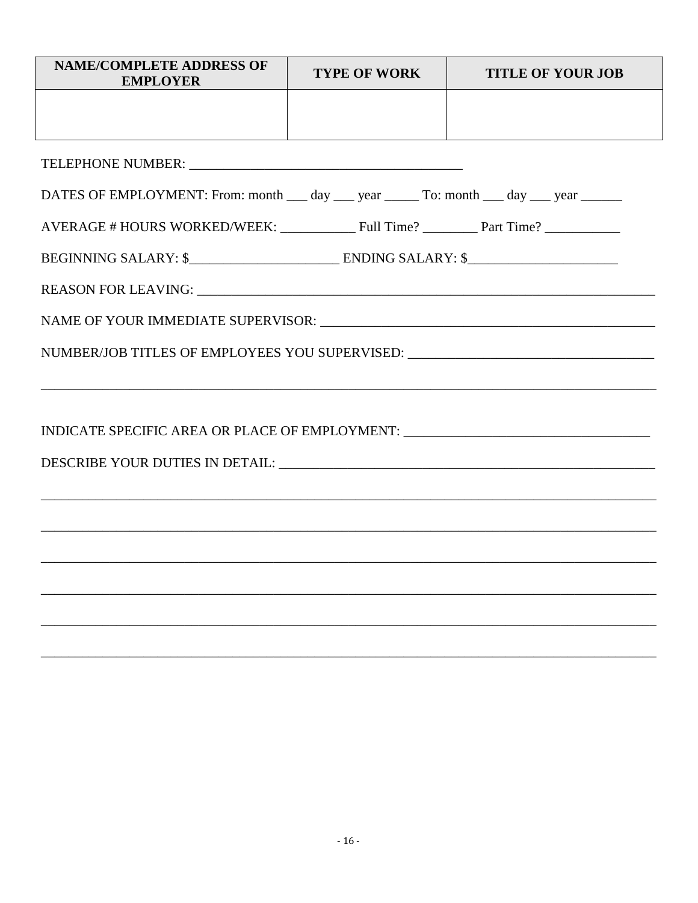| NAME/COMPLETE ADDRESS OF EMPLOYER | TYPE OF WORK | TITLE OF YOUR JOB |
|---|---|---|
| | | |

TELEPHONE NUMBER: ________________________________________

DATES OF EMPLOYMENT: From: month ___ day ___ year _____ To: month ___ day ___ year ______

AVERAGE # HOURS WORKED/WEEK: ___________ Full Time? ________ Part Time? ___________

BEGINNING SALARY: $______________________ ENDING SALARY: $______________________

REASON FOR LEAVING: ____________________________________________________________________

NAME OF YOUR IMMEDIATE SUPERVISOR: _______________________________________________

NUMBER/JOB TITLES OF EMPLOYEES YOU SUPERVISED: ___________________________________

_____________________________________________________________________________________

INDICATE SPECIFIC AREA OR PLACE OF EMPLOYMENT: ____________________________________

DESCRIBE YOUR DUTIES IN DETAIL: _________________________________________________________

_____________________________________________________________________________________

_____________________________________________________________________________________

_____________________________________________________________________________________

_____________________________________________________________________________________

_____________________________________________________________________________________

_____________________________________________________________________________________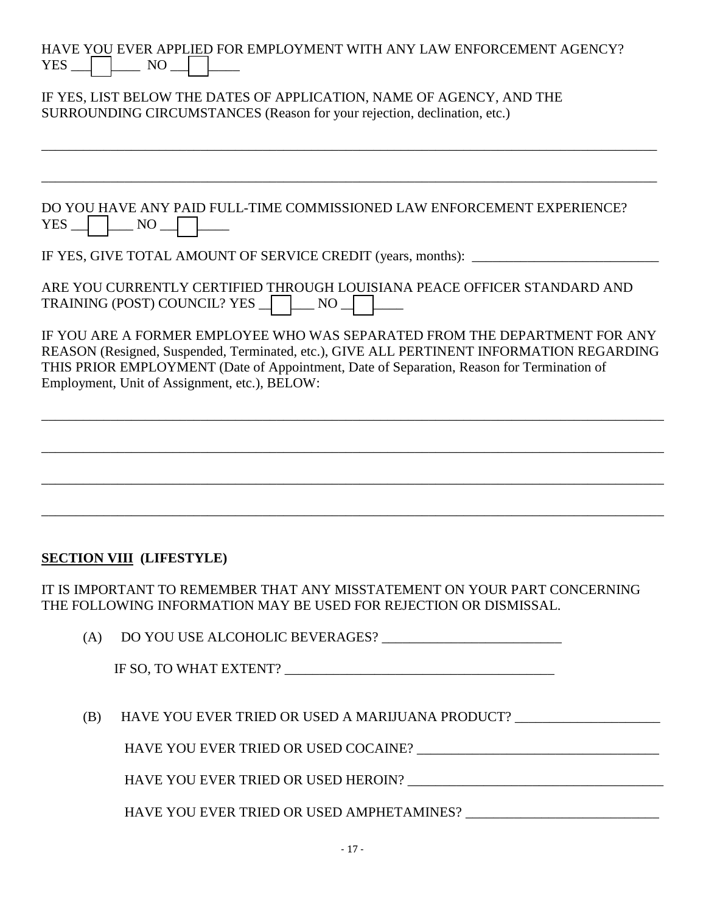HAVE YOU EVER APPLIED FOR EMPLOYMENT WITH ANY LAW ENFORCEMENT AGENCY?
YES ☐ NO ☐

IF YES, LIST BELOW THE DATES OF APPLICATION, NAME OF AGENCY, AND THE SURROUNDING CIRCUMSTANCES (Reason for your rejection, declination, etc.)

________________________________________________________________________________

________________________________________________________________________________

DO YOU HAVE ANY PAID FULL-TIME COMMISSIONED LAW ENFORCEMENT EXPERIENCE?
YES ☐ NO ☐

IF YES, GIVE TOTAL AMOUNT OF SERVICE CREDIT (years, months): ____________________________

ARE YOU CURRENTLY CERTIFIED THROUGH LOUISIANA PEACE OFFICER STANDARD AND TRAINING (POST) COUNCIL? YES ☐ NO ☐

IF YOU ARE A FORMER EMPLOYEE WHO WAS SEPARATED FROM THE DEPARTMENT FOR ANY REASON (Resigned, Suspended, Terminated, etc.), GIVE ALL PERTINENT INFORMATION REGARDING THIS PRIOR EMPLOYMENT (Date of Appointment, Date of Separation, Reason for Termination of Employment, Unit of Assignment, etc.), BELOW:

________________________________________________________________________________

________________________________________________________________________________

________________________________________________________________________________

________________________________________________________________________________

## SECTION VIII (LIFESTYLE)

IT IS IMPORTANT TO REMEMBER THAT ANY MISSTATEMENT ON YOUR PART CONCERNING THE FOLLOWING INFORMATION MAY BE USED FOR REJECTION OR DISMISSAL.

(A) DO YOU USE ALCOHOLIC BEVERAGES? __________________________

IF SO, TO WHAT EXTENT? ________________________________________

(B) HAVE YOU EVER TRIED OR USED A MARIJUANA PRODUCT? _____________________

HAVE YOU EVER TRIED OR USED COCAINE? ___________________________________

HAVE YOU EVER TRIED OR USED HEROIN? _____________________________________

HAVE YOU EVER TRIED OR USED AMPHETAMINES? ____________________________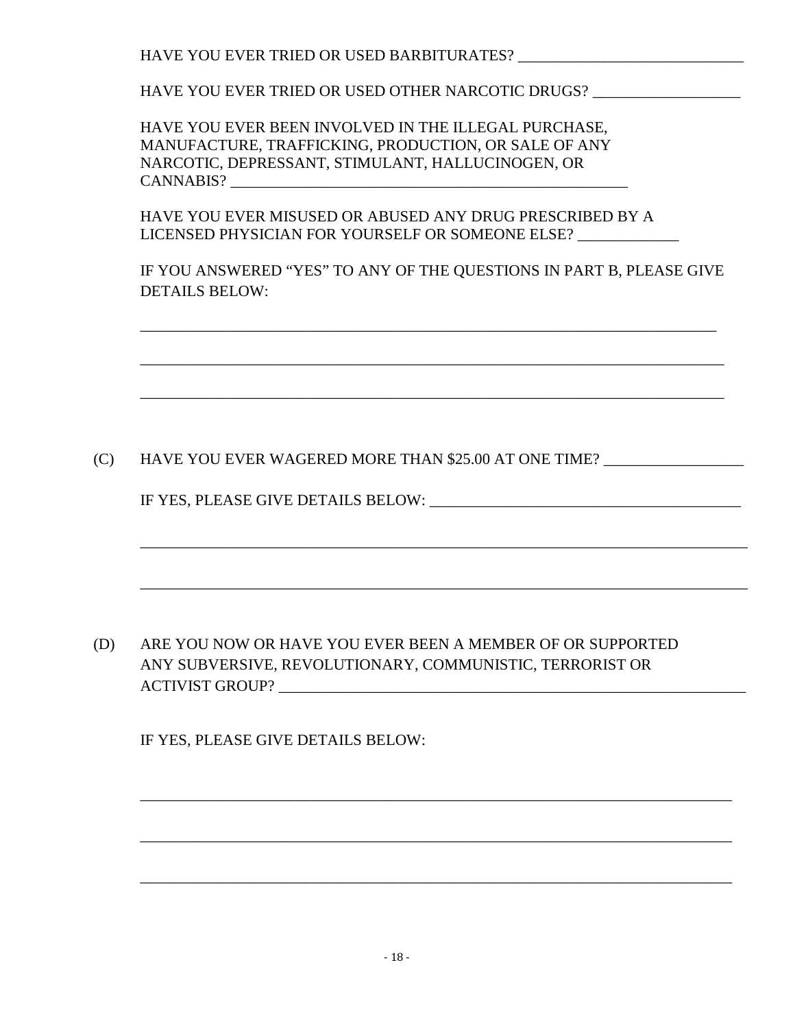HAVE YOU EVER TRIED OR USED BARBITURATES? ____________________________

HAVE YOU EVER TRIED OR USED OTHER NARCOTIC DRUGS? __________________

HAVE YOU EVER BEEN INVOLVED IN THE ILLEGAL PURCHASE, MANUFACTURE, TRAFFICKING, PRODUCTION, OR SALE OF ANY NARCOTIC, DEPRESSANT, STIMULANT, HALLUCINOGEN, OR CANNABIS? ___________________________________________________

HAVE YOU EVER MISUSED OR ABUSED ANY DRUG PRESCRIBED BY A LICENSED PHYSICIAN FOR YOURSELF OR SOMEONE ELSE? ____________

IF YOU ANSWERED "YES" TO ANY OF THE QUESTIONS IN PART B, PLEASE GIVE DETAILS BELOW:

___________________________________________________________________________

___________________________________________________________________________

___________________________________________________________________________

(C) HAVE YOU EVER WAGERED MORE THAN $25.00 AT ONE TIME? _________________

IF YES, PLEASE GIVE DETAILS BELOW: _______________________________________

___________________________________________________________________________

___________________________________________________________________________

(D) ARE YOU NOW OR HAVE YOU EVER BEEN A MEMBER OF OR SUPPORTED ANY SUBVERSIVE, REVOLUTIONARY, COMMUNISTIC, TERRORIST OR ACTIVIST GROUP? _________________________________________________________

IF YES, PLEASE GIVE DETAILS BELOW:

___________________________________________________________________________

___________________________________________________________________________

___________________________________________________________________________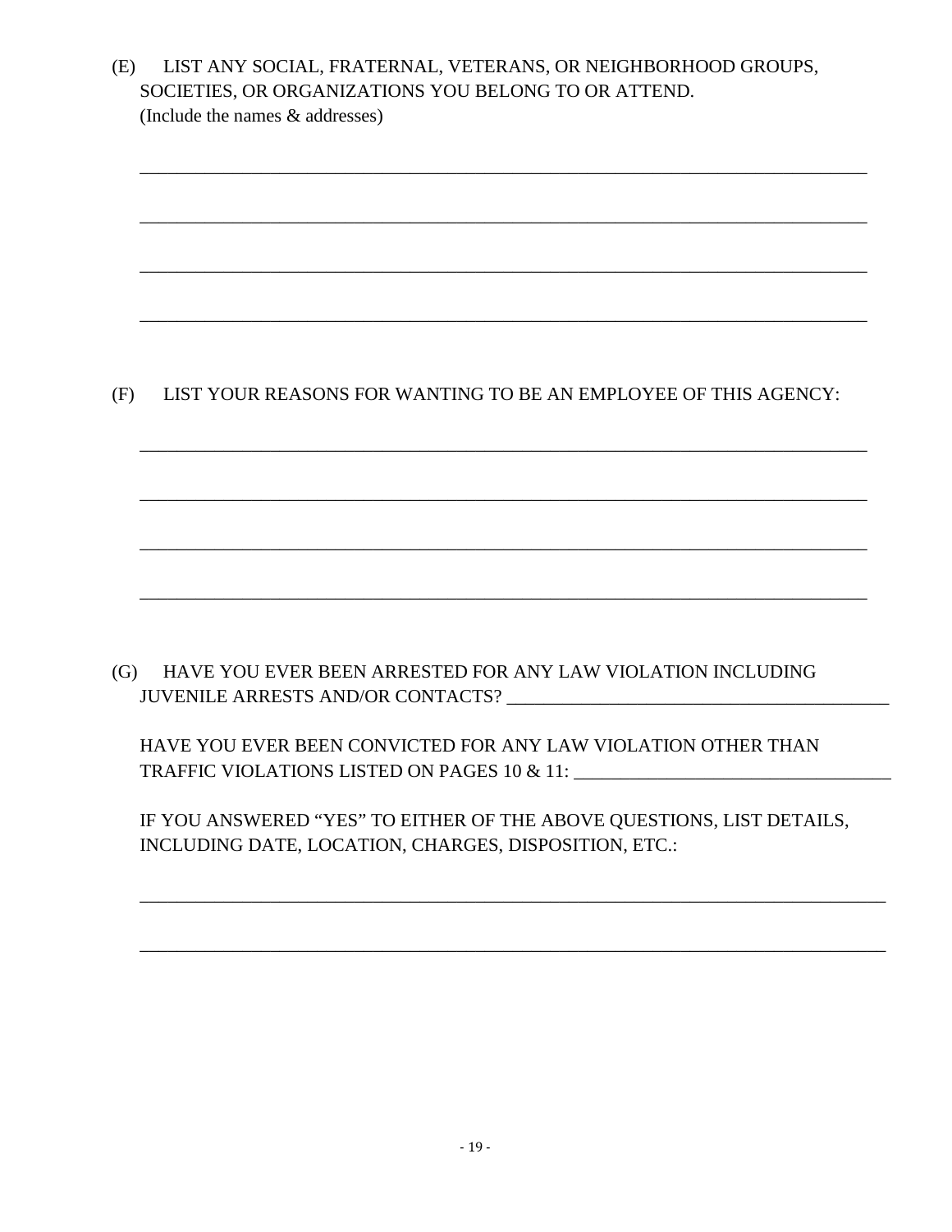(E) LIST ANY SOCIAL, FRATERNAL, VETERANS, OR NEIGHBORHOOD GROUPS, SOCIETIES, OR ORGANIZATIONS YOU BELONG TO OR ATTEND.
(Include the names & addresses)

______________________________________________________________________________

______________________________________________________________________________

______________________________________________________________________________

______________________________________________________________________________

(F) LIST YOUR REASONS FOR WANTING TO BE AN EMPLOYEE OF THIS AGENCY:

______________________________________________________________________________

______________________________________________________________________________

______________________________________________________________________________

______________________________________________________________________________

(G) HAVE YOU EVER BEEN ARRESTED FOR ANY LAW VIOLATION INCLUDING JUVENILE ARRESTS AND/OR CONTACTS? ________________________________________

HAVE YOU EVER BEEN CONVICTED FOR ANY LAW VIOLATION OTHER THAN TRAFFIC VIOLATIONS LISTED ON PAGES 10 & 11: _________________________________

IF YOU ANSWERED "YES" TO EITHER OF THE ABOVE QUESTIONS, LIST DETAILS, INCLUDING DATE, LOCATION, CHARGES, DISPOSITION, ETC.:

______________________________________________________________________________

______________________________________________________________________________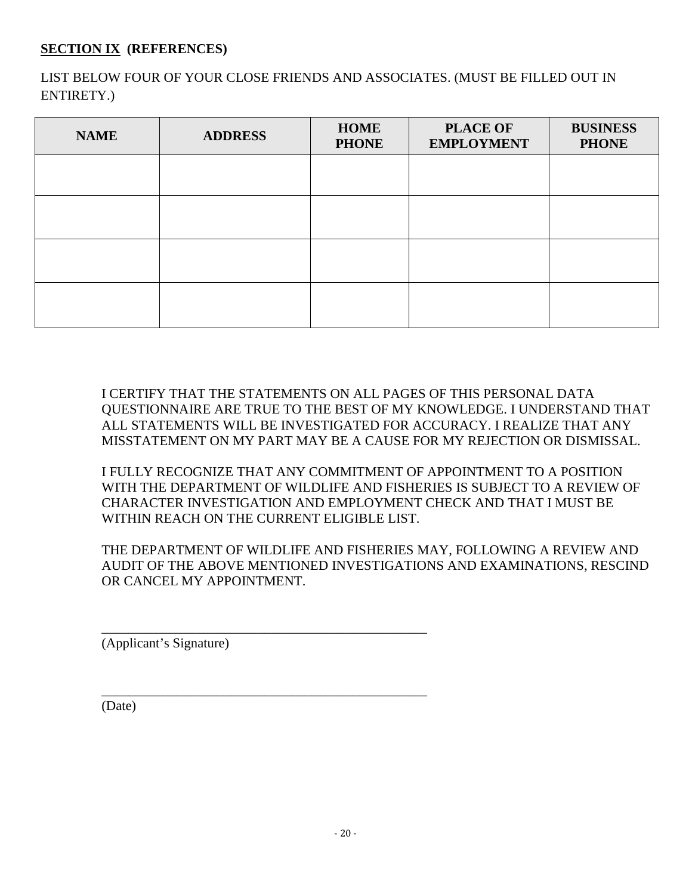**SECTION IX (REFERENCES)**

LIST BELOW FOUR OF YOUR CLOSE FRIENDS AND ASSOCIATES. (MUST BE FILLED OUT IN ENTIRETY.)

| NAME | ADDRESS | HOME PHONE | PLACE OF EMPLOYMENT | BUSINESS PHONE |
|---|---|---|---|---|
| | | | | |
| | | | | |
| | | | | |
| | | | | |

I CERTIFY THAT THE STATEMENTS ON ALL PAGES OF THIS PERSONAL DATA QUESTIONNAIRE ARE TRUE TO THE BEST OF MY KNOWLEDGE. I UNDERSTAND THAT ALL STATEMENTS WILL BE INVESTIGATED FOR ACCURACY. I REALIZE THAT ANY MISSTATEMENT ON MY PART MAY BE A CAUSE FOR MY REJECTION OR DISMISSAL.

I FULLY RECOGNIZE THAT ANY COMMITMENT OF APPOINTMENT TO A POSITION WITH THE DEPARTMENT OF WILDLIFE AND FISHERIES IS SUBJECT TO A REVIEW OF CHARACTER INVESTIGATION AND EMPLOYMENT CHECK AND THAT I MUST BE WITHIN REACH ON THE CURRENT ELIGIBLE LIST.

THE DEPARTMENT OF WILDLIFE AND FISHERIES MAY, FOLLOWING A REVIEW AND AUDIT OF THE ABOVE MENTIONED INVESTIGATIONS AND EXAMINATIONS, RESCIND OR CANCEL MY APPOINTMENT.

\_\_\_\_\_\_\_\_\_\_\_\_\_\_\_\_\_\_\_\_\_\_\_\_\_\_\_\_\_\_\_\_\_\_\_\_\_\_\_\_\_\_\_\_\_\_\_\_
(Applicant's Signature)

\_\_\_\_\_\_\_\_\_\_\_\_\_\_\_\_\_\_\_\_\_\_\_\_\_\_\_\_\_\_\_\_\_\_\_\_\_\_\_\_\_\_\_\_\_\_\_\_
(Date)